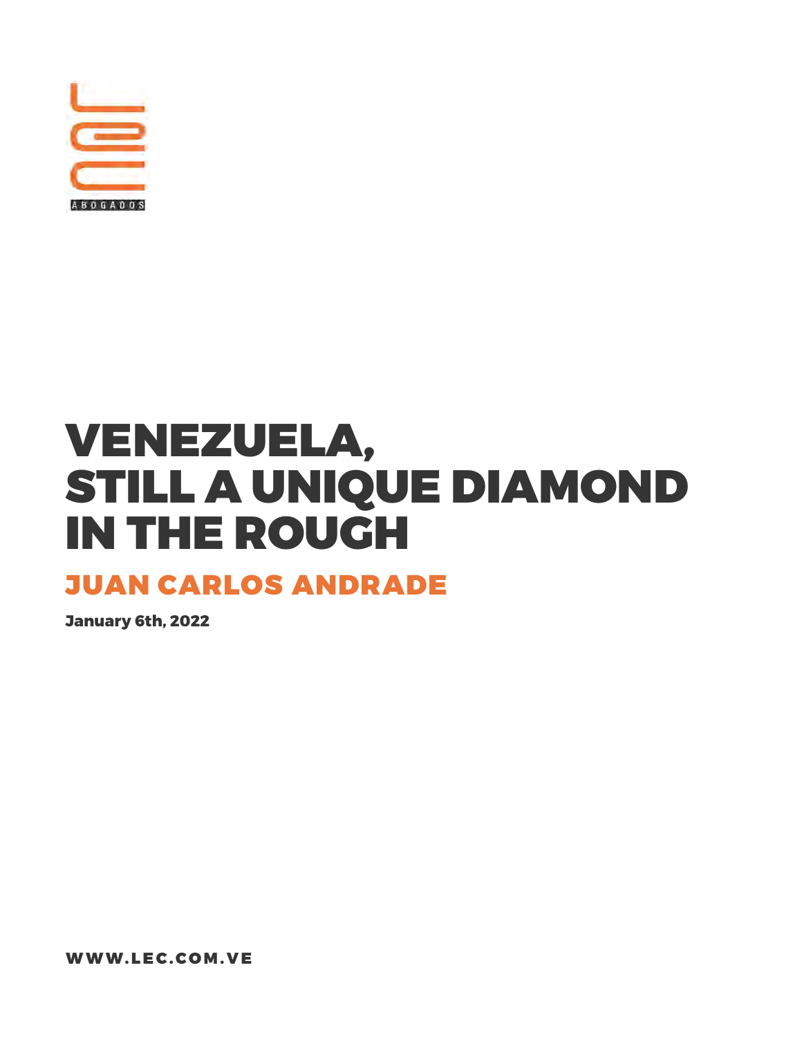ABOGADOS

# VENEZUELA, STILL A UNIQUE DIAMOND IN THE ROUGH

## JUAN CARLOS ANDRADE

**January 6th, 2022**

WWW.LEC.COM.VE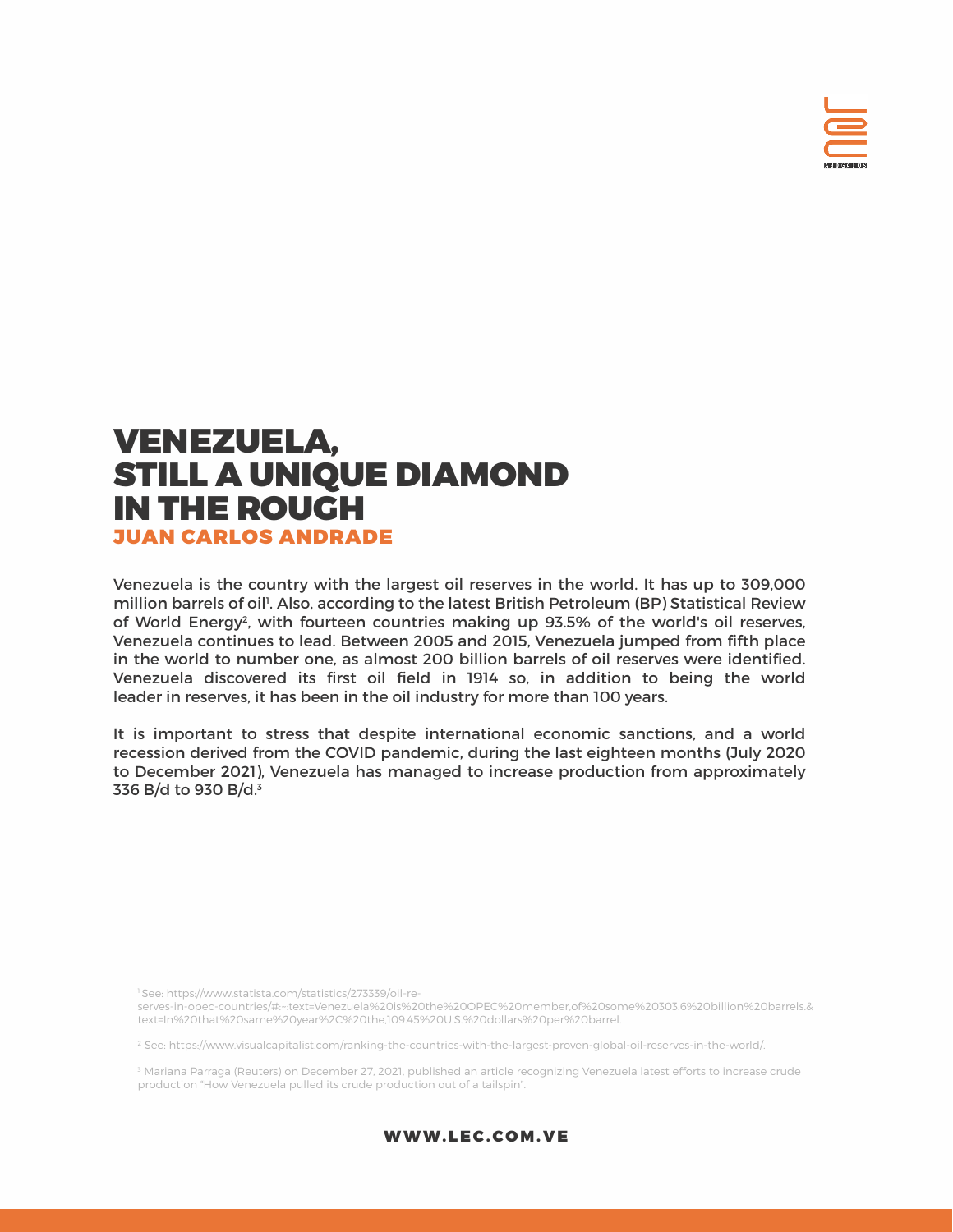# VENEZUELA, STILL A UNIQUE DIAMOND IN THE ROUGH

**JUAN CARLOS ANDRADE**

Venezuela is the country with the largest oil reserves in the world. It has up to 309,000 million barrels of oil[1]. Also, according to the latest British Petroleum (BP) Statistical Review of World Energy[2], with fourteen countries making up 93.5% of the world's oil reserves, Venezuela continues to lead. Between 2005 and 2015, Venezuela jumped from fifth place in the world to number one, as almost 200 billion barrels of oil reserves were identified. Venezuela discovered its first oil field in 1914 so, in addition to being the world leader in reserves, it has been in the oil industry for more than 100 years.

It is important to stress that despite international economic sanctions, and a world recession derived from the COVID pandemic, during the last eighteen months (July 2020 to December 2021), Venezuela has managed to increase production from approximately 336 B/d to 930 B/d.[3]

[1] See: https://www.statista.com/statistics/273339/oil-reserves-in-opec-countries/#:~:text=Venezuela%20is%20the%20OPEC%20member,of%20some%20303.6%20billion%20barrels.&text=In%20that%20same%20year%2C%20the,109.45%20U.S.%20dollars%20per%20barrel.

[2] See: https://www.visualcapitalist.com/ranking-the-countries-with-the-largest-proven-global-oil-reserves-in-the-world/.

[3] Mariana Parraga (Reuters) on December 27, 2021, published an article recognizing Venezuela latest efforts to increase crude production "How Venezuela pulled its crude production out of a tailspin".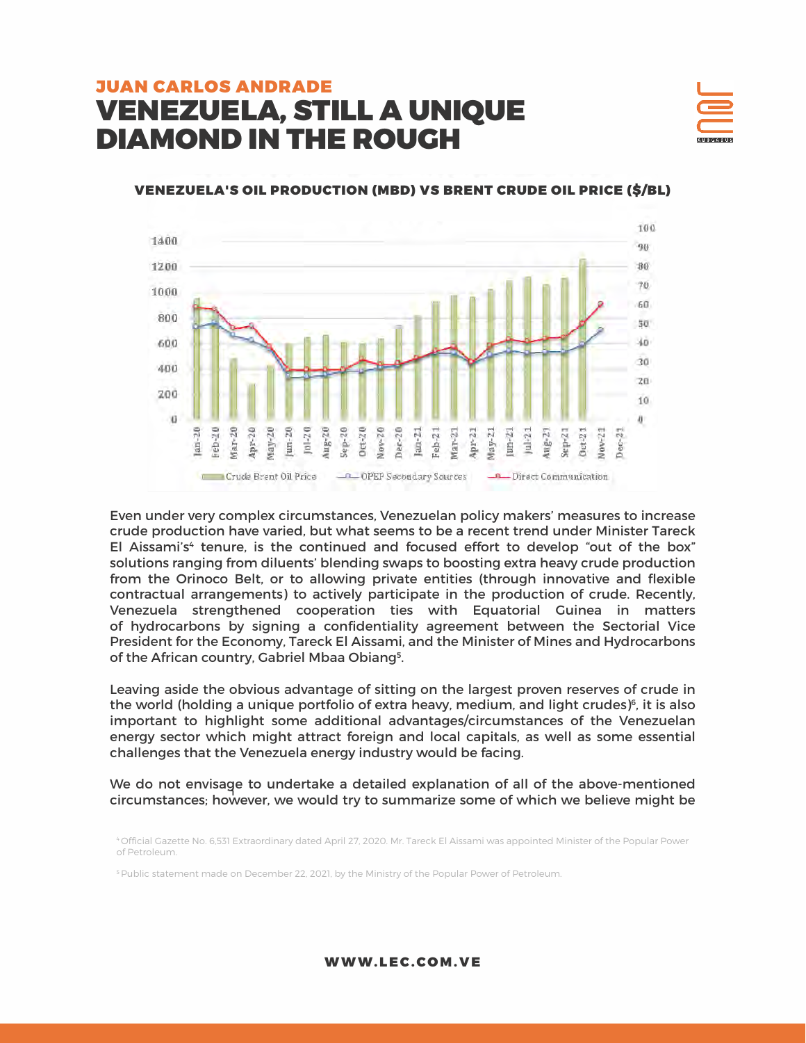JUAN CARLOS ANDRADE

# VENEZUELA, STILL A UNIQUE DIAMOND IN THE ROUGH

**VENEZUELA'S OIL PRODUCTION (MBD) VS BRENT CRUDE OIL PRICE ($/BL)**

Even under very complex circumstances, Venezuelan policy makers' measures to increase crude production have varied, but what seems to be a recent trend under Minister Tareck El Aissami's[4] tenure, is the continued and focused effort to develop "out of the box" solutions ranging from diluents' blending swaps to boosting extra heavy crude production from the Orinoco Belt, or to allowing private entities (through innovative and flexible contractual arrangements) to actively participate in the production of crude. Recently, Venezuela strengthened cooperation ties with Equatorial Guinea in matters of hydrocarbons by signing a confidentiality agreement between the Sectorial Vice President for the Economy, Tareck El Aissami, and the Minister of Mines and Hydrocarbons of the African country, Gabriel Mbaa Obiang[5].

Leaving aside the obvious advantage of sitting on the largest proven reserves of crude in the world (holding a unique portfolio of extra heavy, medium, and light crudes)[6], it is also important to highlight some additional advantages/circumstances of the Venezuelan energy sector which might attract foreign and local capitals, as well as some essential challenges that the Venezuela energy industry would be facing.

We do not envisage to undertake a detailed explanation of all of the above-mentioned circumstances; however, we would try to summarize some of which we believe might be

[4] Official Gazette No. 6,531 Extraordinary dated April 27, 2020. Mr. Tareck El Aissami was appointed Minister of the Popular Power of Petroleum.

[5] Public statement made on December 22, 2021, by the Ministry of the Popular Power of Petroleum.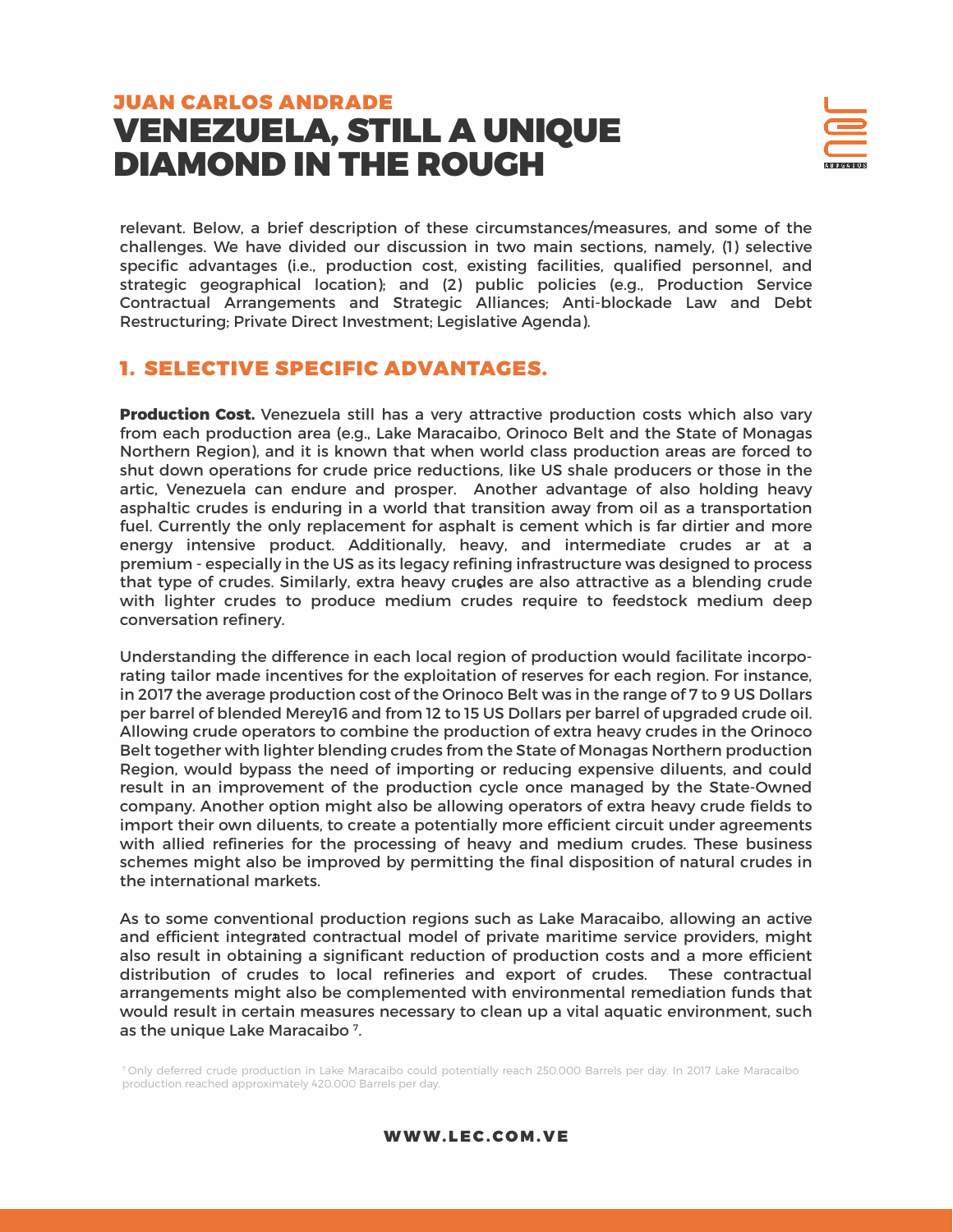relevant. Below, a brief description of these circumstances/measures, and some of the challenges. We have divided our discussion in two main sections, namely, (1) selective specific advantages (i.e., production cost, existing facilities, qualified personnel, and strategic geographical location); and (2) public policies (e.g., Production Service Contractual Arrangements and Strategic Alliances; Anti-blockade Law and Debt Restructuring; Private Direct Investment; Legislative Agenda).

## 1. SELECTIVE SPECIFIC ADVANTAGES.

**Production Cost.** Venezuela still has a very attractive production costs which also vary from each production area (e.g., Lake Maracaibo, Orinoco Belt and the State of Monagas Northern Region), and it is known that when world class production areas are forced to shut down operations for crude price reductions, like US shale producers or those in the artic, Venezuela can endure and prosper. Another advantage of also holding heavy asphaltic crudes is enduring in a world that transition away from oil as a transportation fuel. Currently the only replacement for asphalt is cement which is far dirtier and more energy intensive product. Additionally, heavy, and intermediate crudes ar at a premium - especially in the US as its legacy refining infrastructure was designed to process that type of crudes. Similarly, extra heavy crudes are also attractive as a blending crude with lighter crudes to produce medium crudes require to feedstock medium deep conversation refinery.

Understanding the difference in each local region of production would facilitate incorporating tailor made incentives for the exploitation of reserves for each region. For instance, in 2017 the average production cost of the Orinoco Belt was in the range of 7 to 9 US Dollars per barrel of blended Merey16 and from 12 to 15 US Dollars per barrel of upgraded crude oil. Allowing crude operators to combine the production of extra heavy crudes in the Orinoco Belt together with lighter blending crudes from the State of Monagas Northern production Region, would bypass the need of importing or reducing expensive diluents, and could result in an improvement of the production cycle once managed by the State-Owned company. Another option might also be allowing operators of extra heavy crude fields to import their own diluents, to create a potentially more efficient circuit under agreements with allied refineries for the processing of heavy and medium crudes. These business schemes might also be improved by permitting the final disposition of natural crudes in the international markets.

As to some conventional production regions such as Lake Maracaibo, allowing an active and efficient integrated contractual model of private maritime service providers, might also result in obtaining a significant reduction of production costs and a more efficient distribution of crudes to local refineries and export of crudes. These contractual arrangements might also be complemented with environmental remediation funds that would result in certain measures necessary to clean up a vital aquatic environment, such as the unique Lake Maracaibo [7].

[7] Only deferred crude production in Lake Maracaibo could potentially reach 250.000 Barrels per day. In 2017 Lake Maracaibo production reached approximately 420.000 Barrels per day.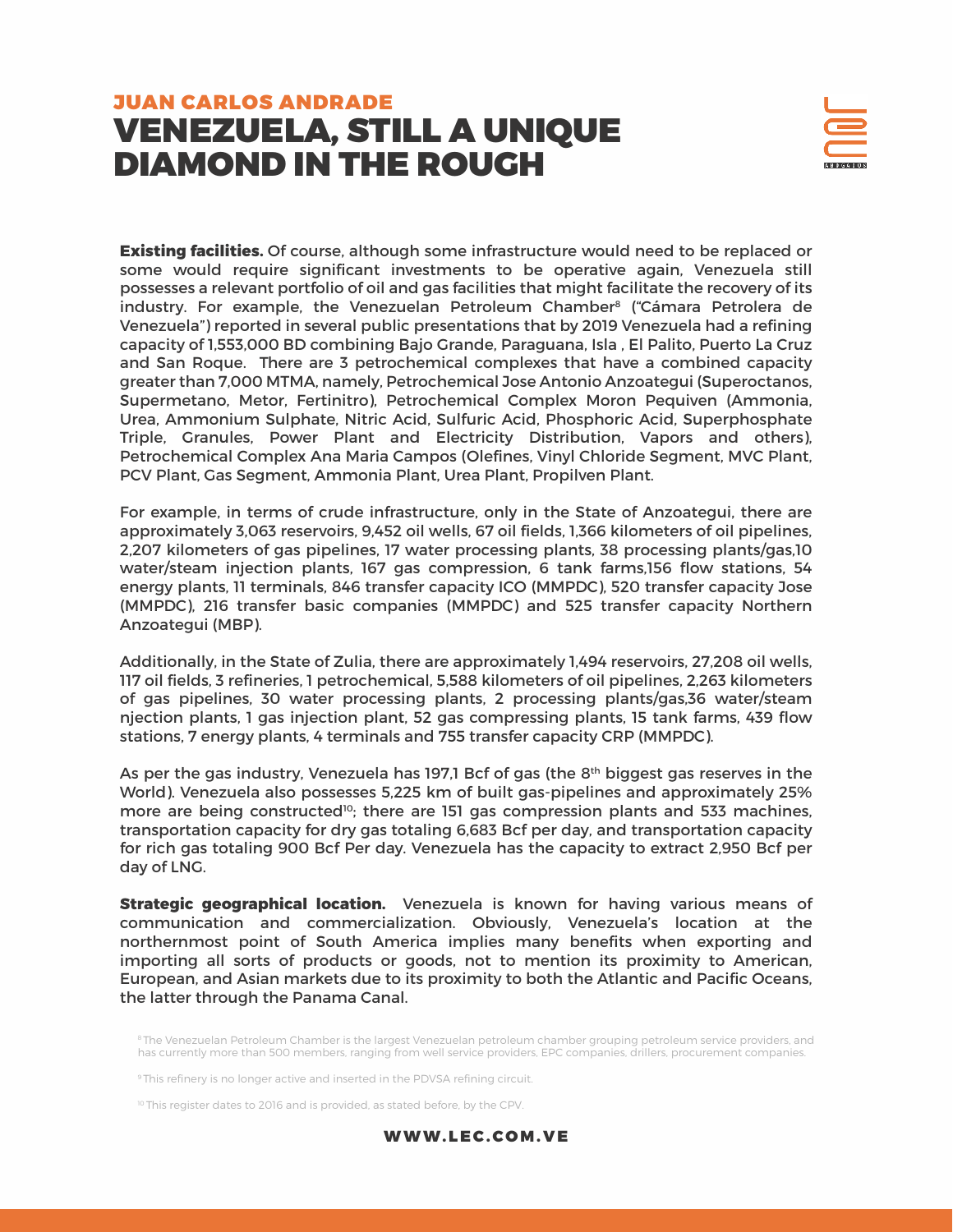**Existing facilities.** Of course, although some infrastructure would need to be replaced or some would require significant investments to be operative again, Venezuela still possesses a relevant portfolio of oil and gas facilities that might facilitate the recovery of its industry. For example, the Venezuelan Petroleum Chamber[8] ("Cámara Petrolera de Venezuela") reported in several public presentations that by 2019 Venezuela had a refining capacity of 1,553,000 BD combining Bajo Grande, Paraguana, Isla , El Palito, Puerto La Cruz and San Roque. There are 3 petrochemical complexes that have a combined capacity greater than 7,000 MTMA, namely, Petrochemical Jose Antonio Anzoategui (Superoctanos, Supermetano, Metor, Fertinitro), Petrochemical Complex Moron Pequiven (Ammonia, Urea, Ammonium Sulphate, Nitric Acid, Sulfuric Acid, Phosphoric Acid, Superphosphate Triple, Granules, Power Plant and Electricity Distribution, Vapors and others), Petrochemical Complex Ana Maria Campos (Olefines, Vinyl Chloride Segment, MVC Plant, PCV Plant, Gas Segment, Ammonia Plant, Urea Plant, Propilven Plant.

For example, in terms of crude infrastructure, only in the State of Anzoategui, there are approximately 3,063 reservoirs, 9,452 oil wells, 67 oil fields, 1,366 kilometers of oil pipelines, 2,207 kilometers of gas pipelines, 17 water processing plants, 38 processing plants/gas,10 water/steam injection plants, 167 gas compression, 6 tank farms,156 flow stations, 54 energy plants, 11 terminals, 846 transfer capacity ICO (MMPDC), 520 transfer capacity Jose (MMPDC), 216 transfer basic companies (MMPDC) and 525 transfer capacity Northern Anzoategui (MBP).

Additionally, in the State of Zulia, there are approximately 1,494 reservoirs, 27,208 oil wells, 117 oil fields, 3 refineries, 1 petrochemical, 5,588 kilometers of oil pipelines, 2,263 kilometers of gas pipelines, 30 water processing plants, 2 processing plants/gas,36 water/steam njection plants, 1 gas injection plant, 52 gas compressing plants, 15 tank farms, 439 flow stations, 7 energy plants, 4 terminals and 755 transfer capacity CRP (MMPDC).

As per the gas industry, Venezuela has 197,1 Bcf of gas (the 8th biggest gas reserves in the World). Venezuela also possesses 5,225 km of built gas-pipelines and approximately 25% more are being constructed[10]; there are 151 gas compression plants and 533 machines, transportation capacity for dry gas totaling 6,683 Bcf per day, and transportation capacity for rich gas totaling 900 Bcf Per day. Venezuela has the capacity to extract 2,950 Bcf per day of LNG.

**Strategic geographical location.** Venezuela is known for having various means of communication and commercialization. Obviously, Venezuela's location at the northernmost point of South America implies many benefits when exporting and importing all sorts of products or goods, not to mention its proximity to American, European, and Asian markets due to its proximity to both the Atlantic and Pacific Oceans, the latter through the Panama Canal.

[8] The Venezuelan Petroleum Chamber is the largest Venezuelan petroleum chamber grouping petroleum service providers, and has currently more than 500 members, ranging from well service providers, EPC companies, drillers, procurement companies.

[9] This refinery is no longer active and inserted in the PDVSA refining circuit.

[10] This register dates to 2016 and is provided, as stated before, by the CPV.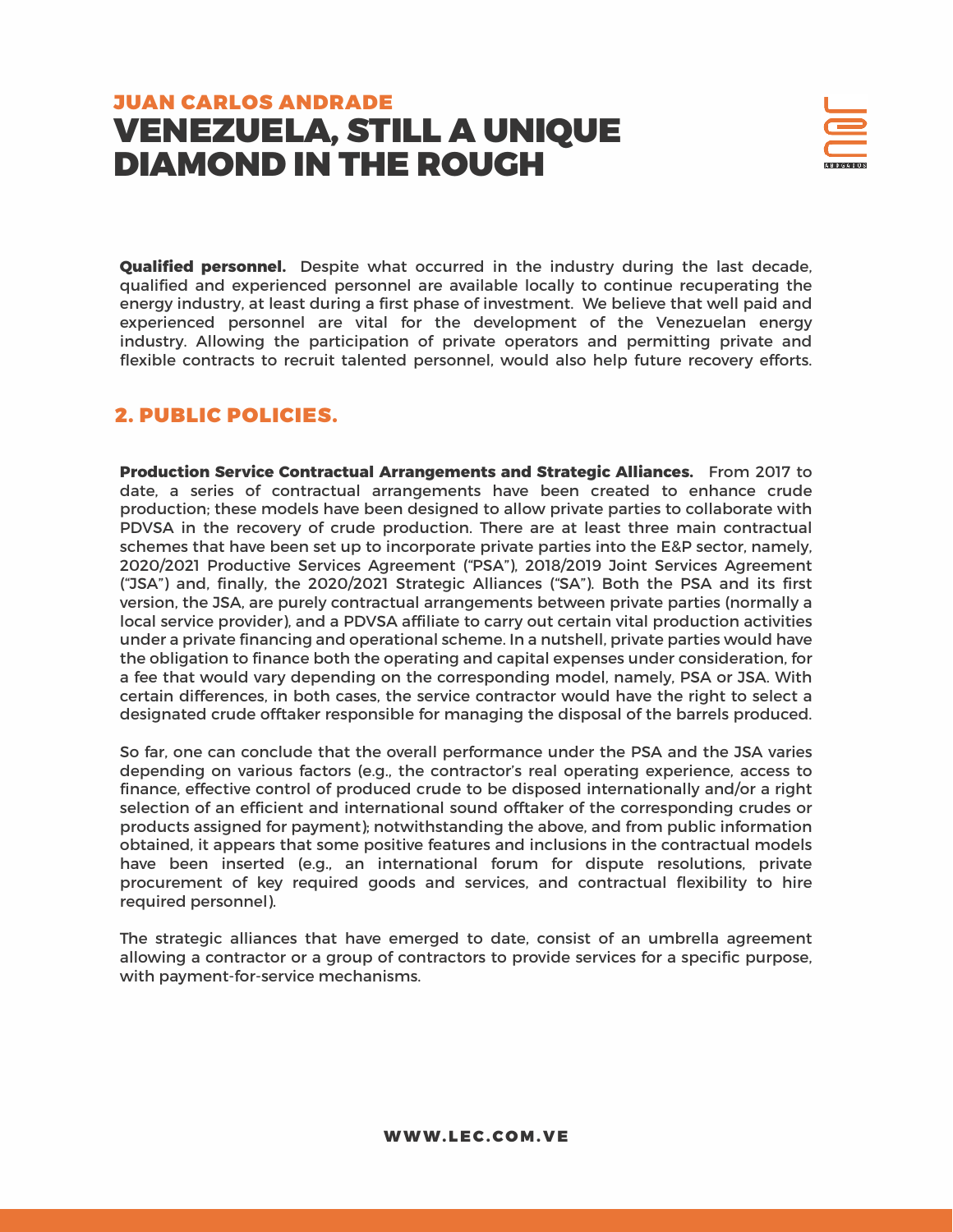**Qualified personnel.** Despite what occurred in the industry during the last decade, qualified and experienced personnel are available locally to continue recuperating the energy industry, at least during a first phase of investment. We believe that well paid and experienced personnel are vital for the development of the Venezuelan energy industry. Allowing the participation of private operators and permitting private and flexible contracts to recruit talented personnel, would also help future recovery efforts.

## 2. PUBLIC POLICIES.

**Production Service Contractual Arrangements and Strategic Alliances.** From 2017 to date, a series of contractual arrangements have been created to enhance crude production; these models have been designed to allow private parties to collaborate with PDVSA in the recovery of crude production. There are at least three main contractual schemes that have been set up to incorporate private parties into the E&P sector, namely, 2020/2021 Productive Services Agreement ("PSA"), 2018/2019 Joint Services Agreement ("JSA") and, finally, the 2020/2021 Strategic Alliances ("SA"). Both the PSA and its first version, the JSA, are purely contractual arrangements between private parties (normally a local service provider), and a PDVSA affiliate to carry out certain vital production activities under a private financing and operational scheme. In a nutshell, private parties would have the obligation to finance both the operating and capital expenses under consideration, for a fee that would vary depending on the corresponding model, namely, PSA or JSA. With certain differences, in both cases, the service contractor would have the right to select a designated crude offtaker responsible for managing the disposal of the barrels produced.

So far, one can conclude that the overall performance under the PSA and the JSA varies depending on various factors (e.g., the contractor's real operating experience, access to finance, effective control of produced crude to be disposed internationally and/or a right selection of an efficient and international sound offtaker of the corresponding crudes or products assigned for payment); notwithstanding the above, and from public information obtained, it appears that some positive features and inclusions in the contractual models have been inserted (e.g., an international forum for dispute resolutions, private procurement of key required goods and services, and contractual flexibility to hire required personnel).

The strategic alliances that have emerged to date, consist of an umbrella agreement allowing a contractor or a group of contractors to provide services for a specific purpose, with payment-for-service mechanisms.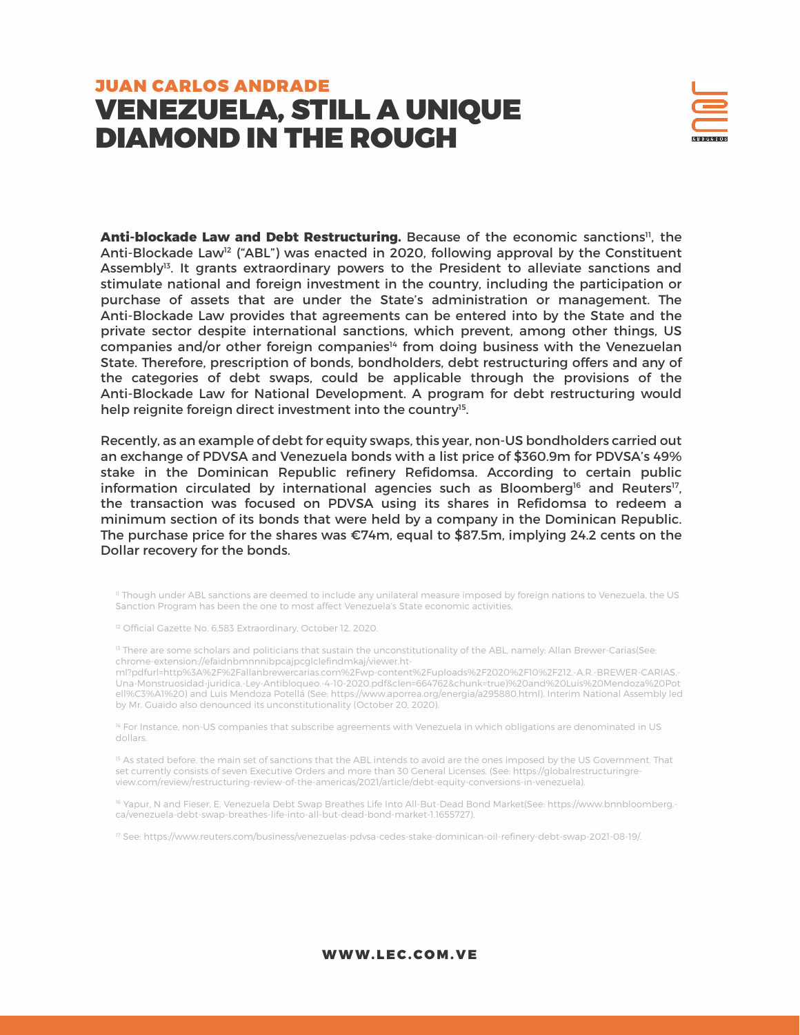**Anti-blockade Law and Debt Restructuring.** Because of the economic sanctions[11], the Anti-Blockade Law[12] ("ABL") was enacted in 2020, following approval by the Constituent Assembly[13]. It grants extraordinary powers to the President to alleviate sanctions and stimulate national and foreign investment in the country, including the participation or purchase of assets that are under the State's administration or management. The Anti-Blockade Law provides that agreements can be entered into by the State and the private sector despite international sanctions, which prevent, among other things, US companies and/or other foreign companies[14] from doing business with the Venezuelan State. Therefore, prescription of bonds, bondholders, debt restructuring offers and any of the categories of debt swaps, could be applicable through the provisions of the Anti-Blockade Law for National Development. A program for debt restructuring would help reignite foreign direct investment into the country[15].

Recently, as an example of debt for equity swaps, this year, non-US bondholders carried out an exchange of PDVSA and Venezuela bonds with a list price of $360.9m for PDVSA's 49% stake in the Dominican Republic refinery Refidomsa. According to certain public information circulated by international agencies such as Bloomberg[16] and Reuters[17], the transaction was focused on PDVSA using its shares in Refidomsa to redeem a minimum section of its bonds that were held by a company in the Dominican Republic. The purchase price for the shares was €74m, equal to $87.5m, implying 24.2 cents on the Dollar recovery for the bonds.

[11] Though under ABL sanctions are deemed to include any unilateral measure imposed by foreign nations to Venezuela, the US Sanction Program has been the one to most affect Venezuela's State economic activities.

[12] Official Gazette No. 6,583 Extraordinary, October 12, 2020.

[13] There are some scholars and politicians that sustain the unconstitutionality of the ABL, namely: Allan Brewer-Carias(See: chrome-extension://efaidnbmnnnibpcajpcglclefindmkaj/viewer.html?pdfurl=http%3A%2F%2Fallanbrewercarias.com%2Fwp-content%2Fuploads%2F2020%2F10%2F212.-A.R.-BREWER-CARIAS.-Una-Monstruosidad-juridica.-Ley-Antibloqueo.-4-10-2020.pdf&clen=664762&chunk=true)%20and%20Luis%20Mendoza%20Potell%C3%A1%20) and Luis Mendoza Potellá (See: https://www.aporrea.org/energia/a295880.html). Interim National Assembly led by Mr. Guaido also denounced its unconstitutionality (October 20, 2020).

[14] For Instance, non-US companies that subscribe agreements with Venezuela in which obligations are denominated in US dollars.

[15] As stated before, the main set of sanctions that the ABL intends to avoid are the ones imposed by the US Government. That set currently consists of seven Executive Orders and more than 30 General Licenses. (See: https://globalrestructuringreview.com/review/restructuring-review-of-the-americas/2021/article/debt-equity-conversions-in-venezuela).

[16] Yapur, N and Fieser, E. Venezuela Debt Swap Breathes Life Into All-But-Dead Bond Market(See: https://www.bnnbloomberg.ca/venezuela-debt-swap-breathes-life-into-all-but-dead-bond-market-1.1655727).

[17] See: https://www.reuters.com/business/venezuelas-pdvsa-cedes-stake-dominican-oil-refinery-debt-swap-2021-08-19/.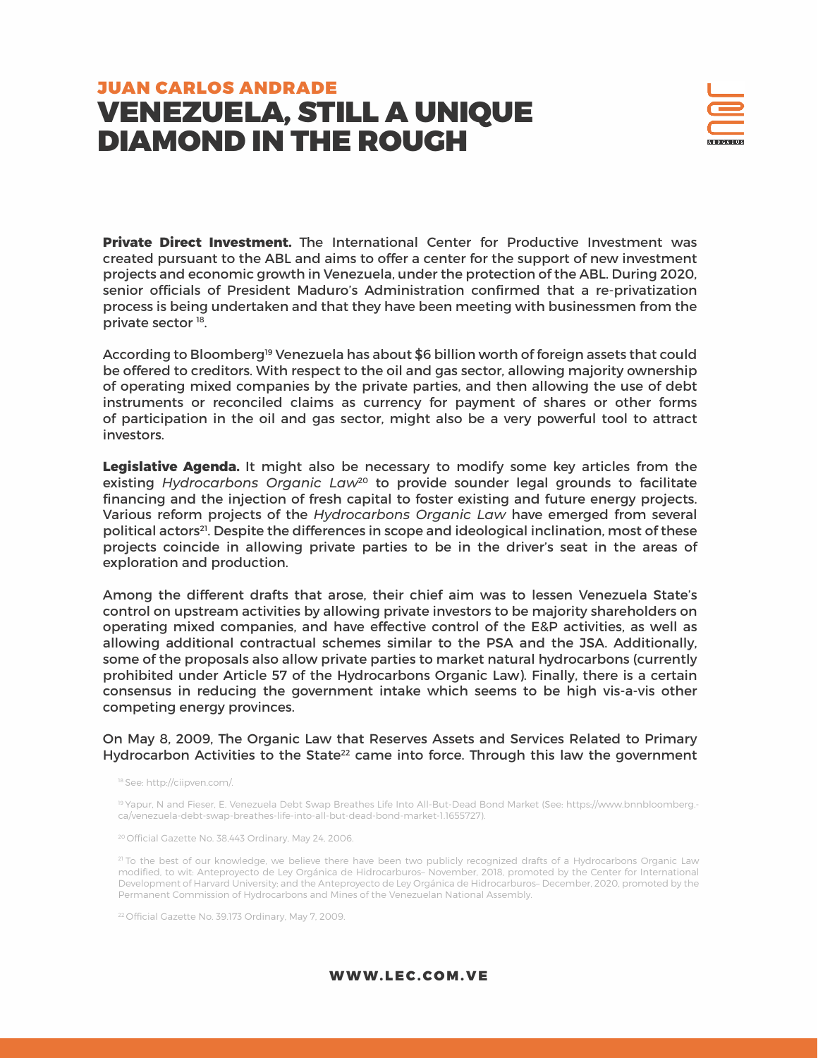**Private Direct Investment.** The International Center for Productive Investment was created pursuant to the ABL and aims to offer a center for the support of new investment projects and economic growth in Venezuela, under the protection of the ABL. During 2020, senior officials of President Maduro's Administration confirmed that a re-privatization process is being undertaken and that they have been meeting with businessmen from the private sector [18].

According to Bloomberg[19] Venezuela has about $6 billion worth of foreign assets that could be offered to creditors. With respect to the oil and gas sector, allowing majority ownership of operating mixed companies by the private parties, and then allowing the use of debt instruments or reconciled claims as currency for payment of shares or other forms of participation in the oil and gas sector, might also be a very powerful tool to attract investors.

**Legislative Agenda.** It might also be necessary to modify some key articles from the existing *Hydrocarbons Organic Law*[20] to provide sounder legal grounds to facilitate financing and the injection of fresh capital to foster existing and future energy projects. Various reform projects of the *Hydrocarbons Organic Law* have emerged from several political actors[21]. Despite the differences in scope and ideological inclination, most of these projects coincide in allowing private parties to be in the driver's seat in the areas of exploration and production.

Among the different drafts that arose, their chief aim was to lessen Venezuela State's control on upstream activities by allowing private investors to be majority shareholders on operating mixed companies, and have effective control of the E&P activities, as well as allowing additional contractual schemes similar to the PSA and the JSA. Additionally, some of the proposals also allow private parties to market natural hydrocarbons (currently prohibited under Article 57 of the Hydrocarbons Organic Law). Finally, there is a certain consensus in reducing the government intake which seems to be high vis-a-vis other competing energy provinces.

On May 8, 2009, The Organic Law that Reserves Assets and Services Related to Primary Hydrocarbon Activities to the State[22] came into force. Through this law the government

[18] See: http://ciipven.com/.

[19] Yapur, N and Fieser, E. Venezuela Debt Swap Breathes Life Into All-But-Dead Bond Market (See: https://www.bnnbloomberg.ca/venezuela-debt-swap-breathes-life-into-all-but-dead-bond-market-1.1655727).

[20] Official Gazette No. 38,443 Ordinary, May 24, 2006.

[21] To the best of our knowledge, we believe there have been two publicly recognized drafts of a Hydrocarbons Organic Law modified, to wit: Anteproyecto de Ley Orgánica de Hidrocarburos– November, 2018, promoted by the Center for International Development of Harvard University; and the Anteproyecto de Ley Orgánica de Hidrocarburos– December, 2020, promoted by the Permanent Commission of Hydrocarbons and Mines of the Venezuelan National Assembly.

[22] Official Gazette No. 39.173 Ordinary, May 7, 2009.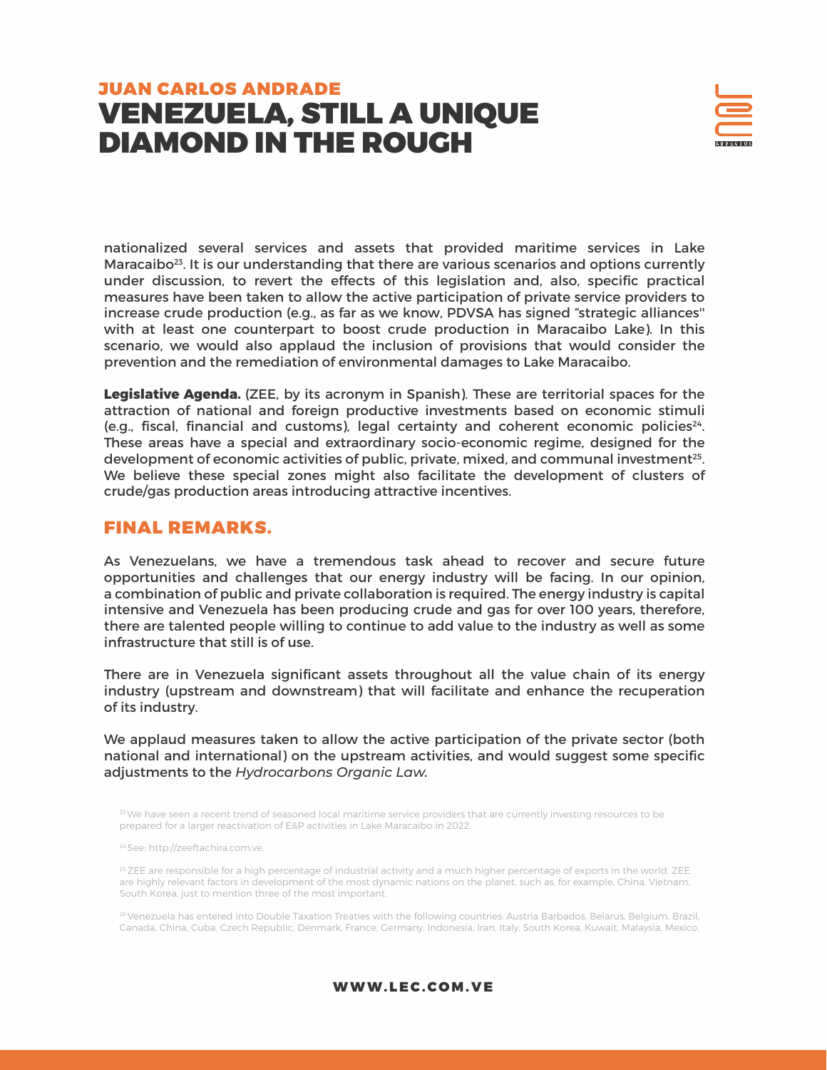nationalized several services and assets that provided maritime services in Lake Maracaibo[23]. It is our understanding that there are various scenarios and options currently under discussion, to revert the effects of this legislation and, also, specific practical measures have been taken to allow the active participation of private service providers to increase crude production (e.g., as far as we know, PDVSA has signed "strategic alliances" with at least one counterpart to boost crude production in Maracaibo Lake). In this scenario, we would also applaud the inclusion of provisions that would consider the prevention and the remediation of environmental damages to Lake Maracaibo.

**Legislative Agenda.** (ZEE, by its acronym in Spanish). These are territorial spaces for the attraction of national and foreign productive investments based on economic stimuli (e.g., fiscal, financial and customs), legal certainty and coherent economic policies[24]. These areas have a special and extraordinary socio-economic regime, designed for the development of economic activities of public, private, mixed, and communal investment[25]. We believe these special zones might also facilitate the development of clusters of crude/gas production areas introducing attractive incentives.

## FINAL REMARKS.

As Venezuelans, we have a tremendous task ahead to recover and secure future opportunities and challenges that our energy industry will be facing. In our opinion, a combination of public and private collaboration is required. The energy industry is capital intensive and Venezuela has been producing crude and gas for over 100 years, therefore, there are talented people willing to continue to add value to the industry as well as some infrastructure that still is of use.

There are in Venezuela significant assets throughout all the value chain of its energy industry (upstream and downstream) that will facilitate and enhance the recuperation of its industry.

We applaud measures taken to allow the active participation of the private sector (both national and international) on the upstream activities, and would suggest some specific adjustments to the *Hydrocarbons Organic Law.*

[23] We have seen a recent trend of seasoned local maritime service providers that are currently investing resources to be prepared for a larger reactivation of E&P activities in Lake Maracaibo in 2022.

[24] See: http://zeeftachira.com.ve.

[25] ZEE are responsible for a high percentage of industrial activity and a much higher percentage of exports in the world. ZEE are highly relevant factors in development of the most dynamic nations on the planet, such as, for example, China, Vietnam, South Korea, just to mention three of the most important.

[26] Venezuela has entered into Double Taxation Treaties with the following countries: Austria Barbados, Belarus, Belgium, Brazil, Canada, China, Cuba, Czech Republic, Denmark, France, Germany, Indonesia, Iran, Italy, South Korea, Kuwait, Malaysia, Mexico,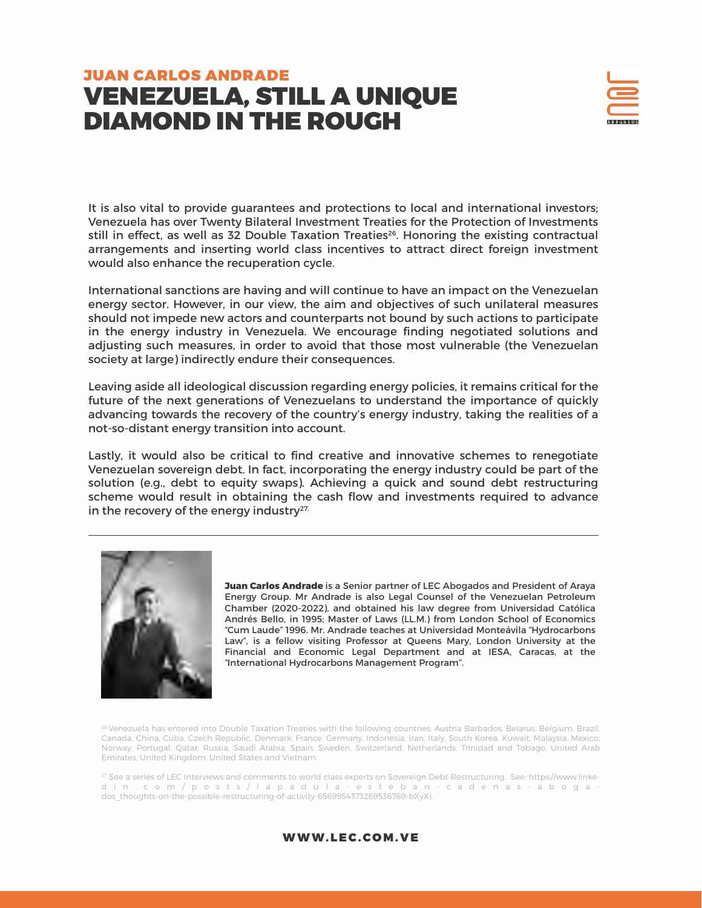It is also vital to provide guarantees and protections to local and international investors; Venezuela has over Twenty Bilateral Investment Treaties for the Protection of Investments still in effect, as well as 32 Double Taxation Treaties[26]. Honoring the existing contractual arrangements and inserting world class incentives to attract direct foreign investment would also enhance the recuperation cycle.

International sanctions are having and will continue to have an impact on the Venezuelan energy sector. However, in our view, the aim and objectives of such unilateral measures should not impede new actors and counterparts not bound by such actions to participate in the energy industry in Venezuela. We encourage finding negotiated solutions and adjusting such measures, in order to avoid that those most vulnerable (the Venezuelan society at large) indirectly endure their consequences.

Leaving aside all ideological discussion regarding energy policies, it remains critical for the future of the next generations of Venezuelans to understand the importance of quickly advancing towards the recovery of the country's energy industry, taking the realities of a not-so-distant energy transition into account.

Lastly, it would also be critical to find creative and innovative schemes to renegotiate Venezuelan sovereign debt. In fact, incorporating the energy industry could be part of the solution (e.g., debt to equity swaps). Achieving a quick and sound debt restructuring scheme would result in obtaining the cash flow and investments required to advance in the recovery of the energy industry[27].

---

**Juan Carlos Andrade** is a Senior partner of LEC Abogados and President of Araya Energy Group. Mr Andrade is also Legal Counsel of the Venezuelan Petroleum Chamber (2020-2022), and obtained his law degree from Universidad Católica Andrés Bello, in 1995; Master of Laws (LL.M.) from London School of Economics "Cum Laude" 1996. Mr. Andrade teaches at Universidad Monteávila "Hydrocarbons Law", is a fellow visiting Professor at Queens Mary, London University at the Financial and Economic Legal Department and at IESA, Caracas, at the "International Hydrocarbons Management Program".

[26] Venezuela has entered into Double Taxation Treaties with the following countries: Austria Barbados, Belarus, Belgium, Brazil, Canada, China, Cuba, Czech Republic, Denmark, France, Germany, Indonesia, Iran, Italy, South Korea, Kuwait, Malaysia, Mexico, Norway, Portugal, Qatar, Russia, Saudi Arabia, Spain, Sweden, Switzerland, Netherlands, Trinidad and Tobago, United Arab Emirates, United Kingdom, United States and Vietnam.

[27] See a series of LEC Interviews and comments to world class experts on Sovereign Debt Restructuring. See: https://www.linkedin.com/posts/lapadula-esteban-cadenas-abogados_thoughts-on-the-possible-restructuring-of-activity-6569954373269536769-bXyX).